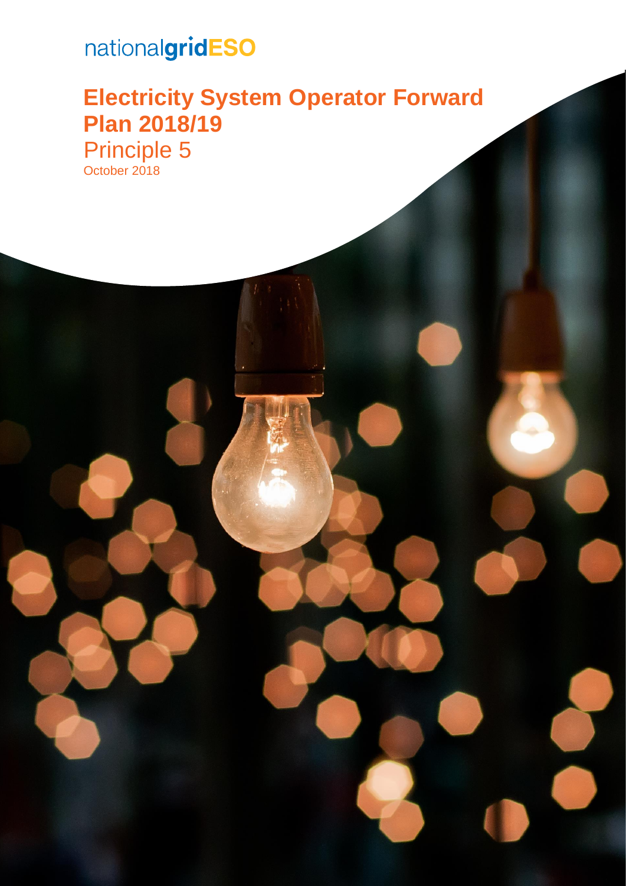nationalgridESO

# Electricity System Operator Forward Plan 2018/19

## Principle 5

October 2018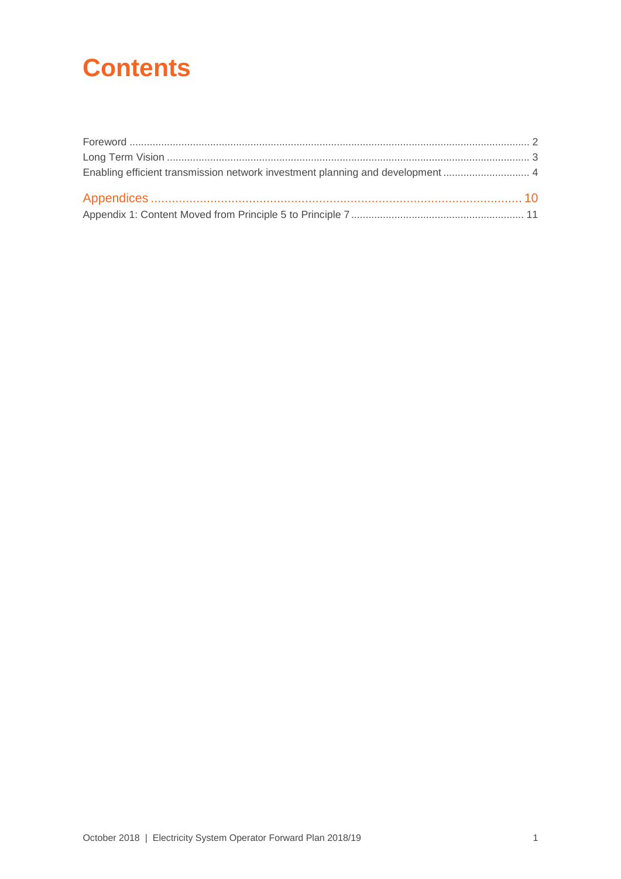# Contents

Foreword ........................................................................................................................................ 2
Long Term Vision ........................................................................................................................... 3
Enabling efficient transmission network investment planning and development ............................. 4

Appendices ........................................................................................................................................ 10
Appendix 1: Content Moved from Principle 5 to Principle 7 ........................................................... 11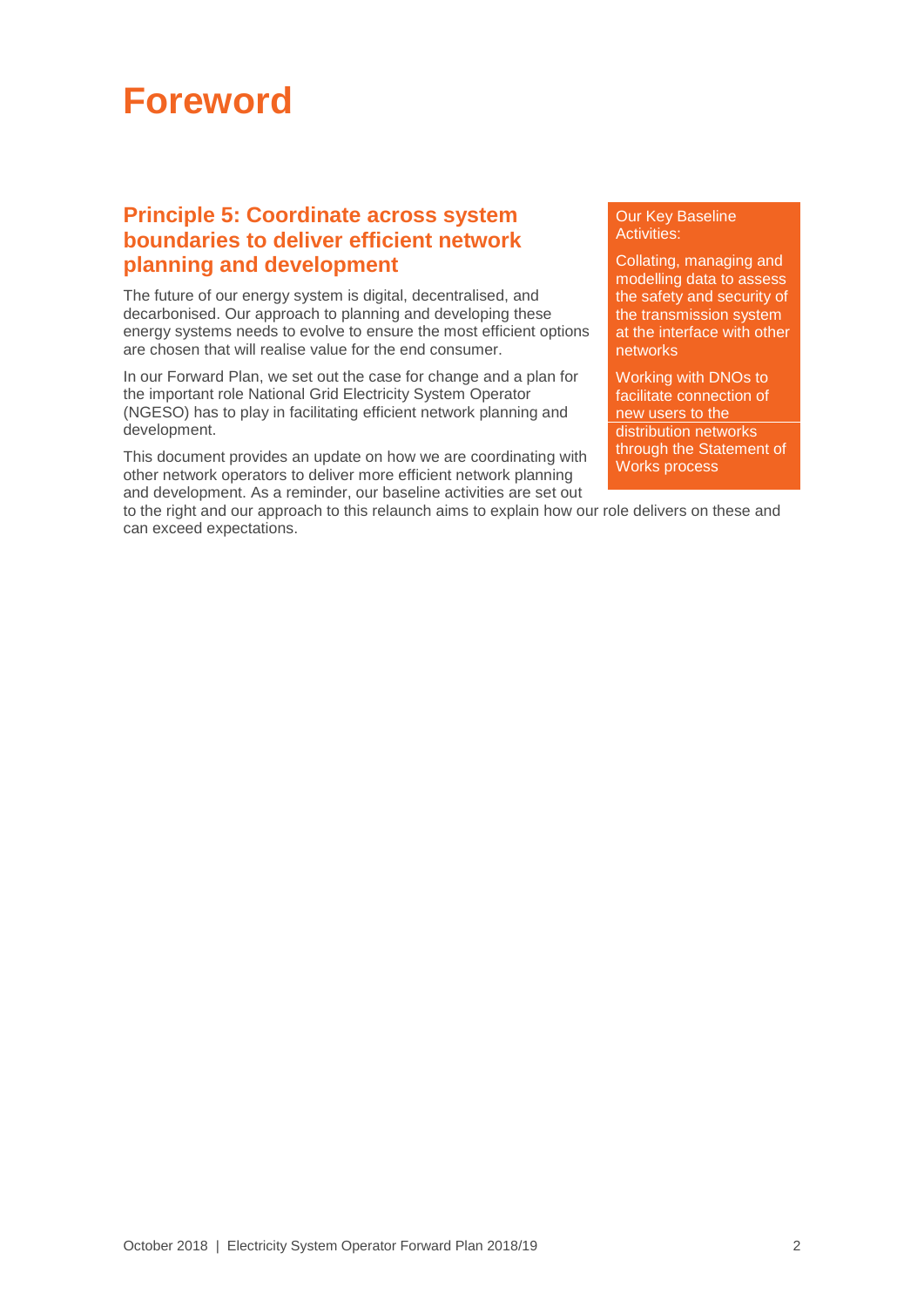# Foreword

## Principle 5: Coordinate across system boundaries to deliver efficient network planning and development

The future of our energy system is digital, decentralised, and decarbonised. Our approach to planning and developing these energy systems needs to evolve to ensure the most efficient options are chosen that will realise value for the end consumer.

In our Forward Plan, we set out the case for change and a plan for the important role National Grid Electricity System Operator (NGESO) has to play in facilitating efficient network planning and development.

This document provides an update on how we are coordinating with other network operators to deliver more efficient network planning and development. As a reminder, our baseline activities are set out to the right and our approach to this relaunch aims to explain how our role delivers on these and can exceed expectations.

> Our Key Baseline Activities:
>
> Collating, managing and modelling data to assess the safety and security of the transmission system at the interface with other networks
>
> Working with DNOs to facilitate connection of new users to the distribution networks through the Statement of Works process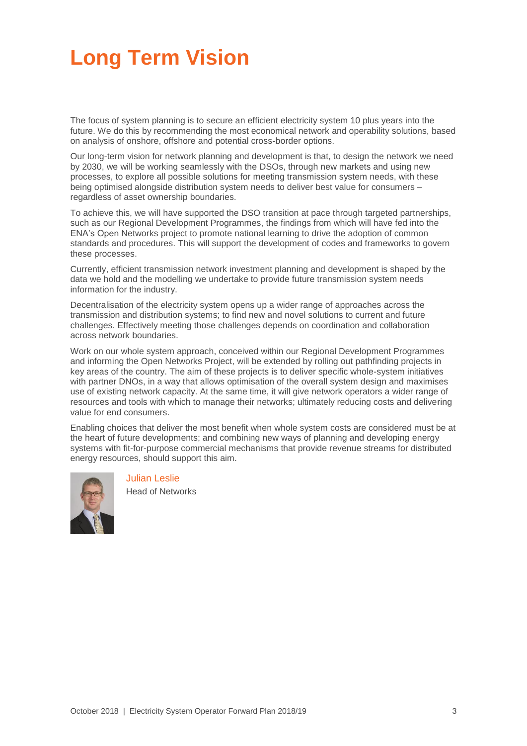# Long Term Vision

The focus of system planning is to secure an efficient electricity system 10 plus years into the future. We do this by recommending the most economical network and operability solutions, based on analysis of onshore, offshore and potential cross-border options.

Our long-term vision for network planning and development is that, to design the network we need by 2030, we will be working seamlessly with the DSOs, through new markets and using new processes, to explore all possible solutions for meeting transmission system needs, with these being optimised alongside distribution system needs to deliver best value for consumers – regardless of asset ownership boundaries.

To achieve this, we will have supported the DSO transition at pace through targeted partnerships, such as our Regional Development Programmes, the findings from which will have fed into the ENA's Open Networks project to promote national learning to drive the adoption of common standards and procedures. This will support the development of codes and frameworks to govern these processes.

Currently, efficient transmission network investment planning and development is shaped by the data we hold and the modelling we undertake to provide future transmission system needs information for the industry.

Decentralisation of the electricity system opens up a wider range of approaches across the transmission and distribution systems; to find new and novel solutions to current and future challenges. Effectively meeting those challenges depends on coordination and collaboration across network boundaries.

Work on our whole system approach, conceived within our Regional Development Programmes and informing the Open Networks Project, will be extended by rolling out pathfinding projects in key areas of the country. The aim of these projects is to deliver specific whole-system initiatives with partner DNOs, in a way that allows optimisation of the overall system design and maximises use of existing network capacity. At the same time, it will give network operators a wider range of resources and tools with which to manage their networks; ultimately reducing costs and delivering value for end consumers.

Enabling choices that deliver the most benefit when whole system costs are considered must be at the heart of future developments; and combining new ways of planning and developing energy systems with fit-for-purpose commercial mechanisms that provide revenue streams for distributed energy resources, should support this aim.

Julian Leslie
Head of Networks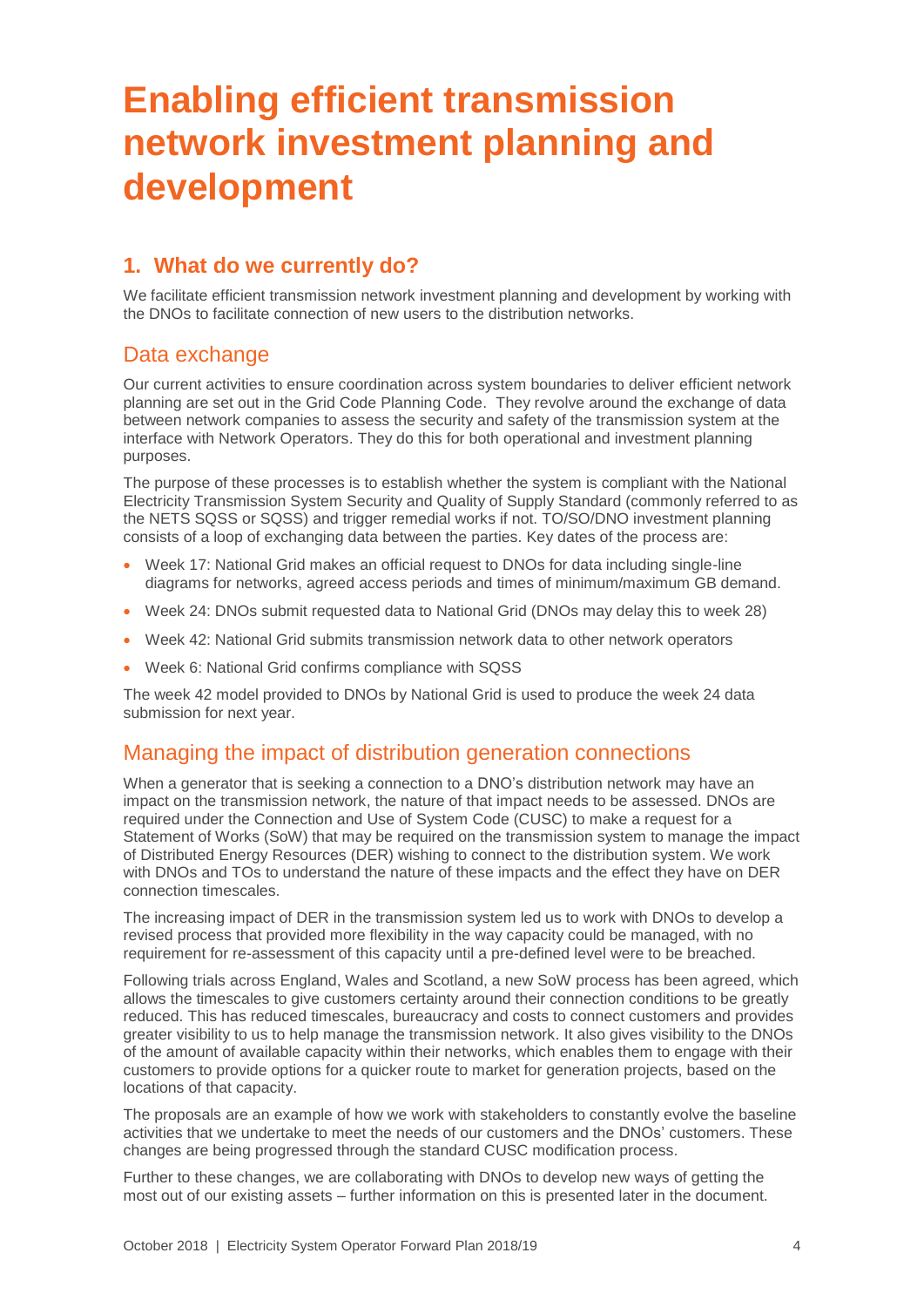# Enabling efficient transmission network investment planning and development

## 1. What do we currently do?

We facilitate efficient transmission network investment planning and development by working with the DNOs to facilitate connection of new users to the distribution networks.

### Data exchange

Our current activities to ensure coordination across system boundaries to deliver efficient network planning are set out in the Grid Code Planning Code. They revolve around the exchange of data between network companies to assess the security and safety of the transmission system at the interface with Network Operators. They do this for both operational and investment planning purposes.

The purpose of these processes is to establish whether the system is compliant with the National Electricity Transmission System Security and Quality of Supply Standard (commonly referred to as the NETS SQSS or SQSS) and trigger remedial works if not. TO/SO/DNO investment planning consists of a loop of exchanging data between the parties. Key dates of the process are:

- Week 17: National Grid makes an official request to DNOs for data including single-line diagrams for networks, agreed access periods and times of minimum/maximum GB demand.
- Week 24: DNOs submit requested data to National Grid (DNOs may delay this to week 28)
- Week 42: National Grid submits transmission network data to other network operators
- Week 6: National Grid confirms compliance with SQSS

The week 42 model provided to DNOs by National Grid is used to produce the week 24 data submission for next year.

### Managing the impact of distribution generation connections

When a generator that is seeking a connection to a DNO's distribution network may have an impact on the transmission network, the nature of that impact needs to be assessed. DNOs are required under the Connection and Use of System Code (CUSC) to make a request for a Statement of Works (SoW) that may be required on the transmission system to manage the impact of Distributed Energy Resources (DER) wishing to connect to the distribution system. We work with DNOs and TOs to understand the nature of these impacts and the effect they have on DER connection timescales.

The increasing impact of DER in the transmission system led us to work with DNOs to develop a revised process that provided more flexibility in the way capacity could be managed, with no requirement for re-assessment of this capacity until a pre-defined level were to be breached.

Following trials across England, Wales and Scotland, a new SoW process has been agreed, which allows the timescales to give customers certainty around their connection conditions to be greatly reduced. This has reduced timescales, bureaucracy and costs to connect customers and provides greater visibility to us to help manage the transmission network. It also gives visibility to the DNOs of the amount of available capacity within their networks, which enables them to engage with their customers to provide options for a quicker route to market for generation projects, based on the locations of that capacity.

The proposals are an example of how we work with stakeholders to constantly evolve the baseline activities that we undertake to meet the needs of our customers and the DNOs' customers. These changes are being progressed through the standard CUSC modification process.

Further to these changes, we are collaborating with DNOs to develop new ways of getting the most out of our existing assets – further information on this is presented later in the document.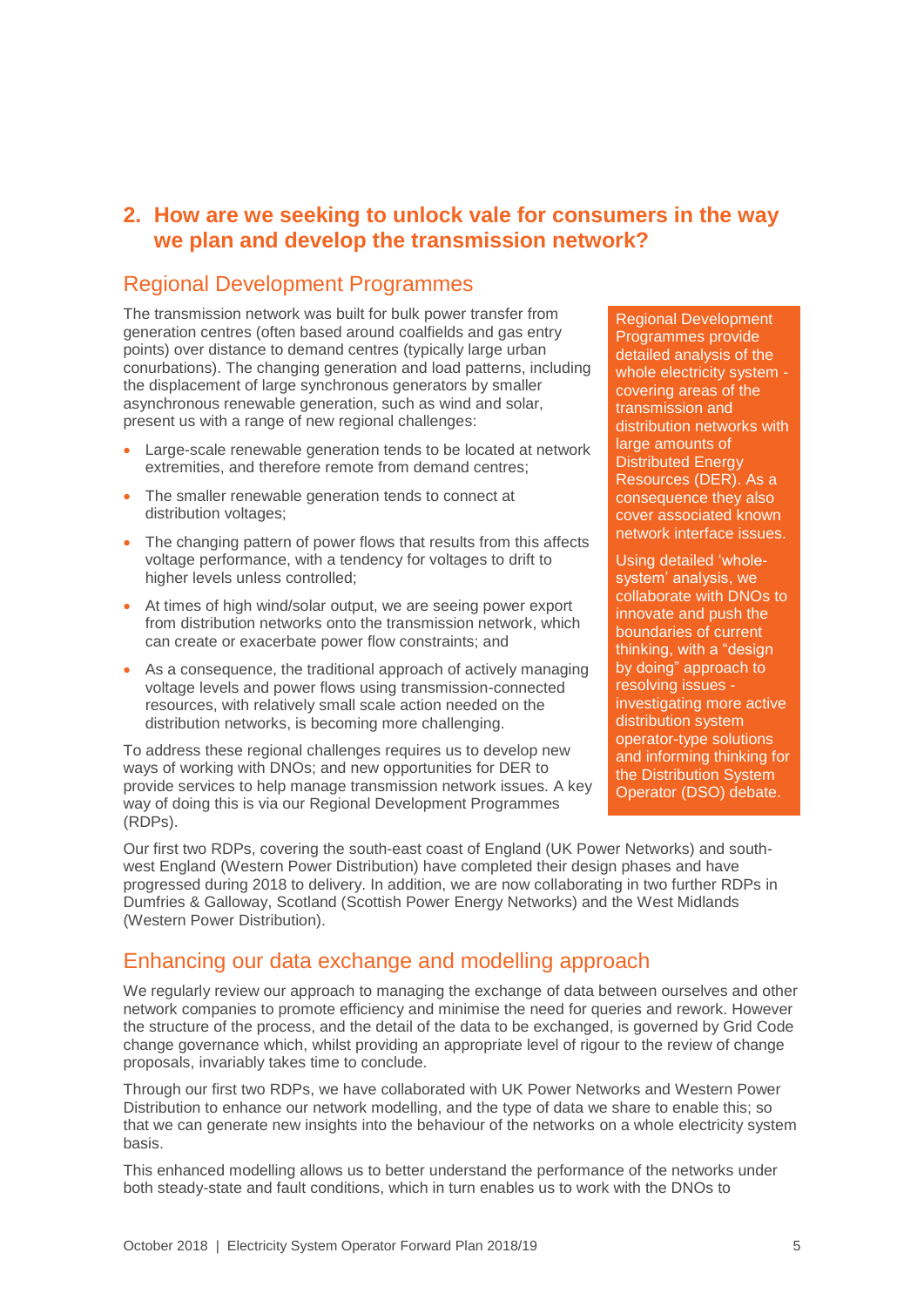## 2. How are we seeking to unlock vale for consumers in the way we plan and develop the transmission network?

### Regional Development Programmes

The transmission network was built for bulk power transfer from generation centres (often based around coalfields and gas entry points) over distance to demand centres (typically large urban conurbations). The changing generation and load patterns, including the displacement of large synchronous generators by smaller asynchronous renewable generation, such as wind and solar, present us with a range of new regional challenges:

- Large-scale renewable generation tends to be located at network extremities, and therefore remote from demand centres;
- The smaller renewable generation tends to connect at distribution voltages;
- The changing pattern of power flows that results from this affects voltage performance, with a tendency for voltages to drift to higher levels unless controlled;
- At times of high wind/solar output, we are seeing power export from distribution networks onto the transmission network, which can create or exacerbate power flow constraints; and
- As a consequence, the traditional approach of actively managing voltage levels and power flows using transmission-connected resources, with relatively small scale action needed on the distribution networks, is becoming more challenging.

To address these regional challenges requires us to develop new ways of working with DNOs; and new opportunities for DER to provide services to help manage transmission network issues. A key way of doing this is via our Regional Development Programmes (RDPs).

> Regional Development Programmes provide detailed analysis of the whole electricity system - covering areas of the transmission and distribution networks with large amounts of Distributed Energy Resources (DER). As a consequence they also cover associated known network interface issues.
>
> Using detailed 'whole-system' analysis, we collaborate with DNOs to innovate and push the boundaries of current thinking, with a "design by doing" approach to resolving issues - investigating more active distribution system operator-type solutions and informing thinking for the Distribution System Operator (DSO) debate.

Our first two RDPs, covering the south-east coast of England (UK Power Networks) and south-west England (Western Power Distribution) have completed their design phases and have progressed during 2018 to delivery. In addition, we are now collaborating in two further RDPs in Dumfries & Galloway, Scotland (Scottish Power Energy Networks) and the West Midlands (Western Power Distribution).

### Enhancing our data exchange and modelling approach

We regularly review our approach to managing the exchange of data between ourselves and other network companies to promote efficiency and minimise the need for queries and rework. However the structure of the process, and the detail of the data to be exchanged, is governed by Grid Code change governance which, whilst providing an appropriate level of rigour to the review of change proposals, invariably takes time to conclude.

Through our first two RDPs, we have collaborated with UK Power Networks and Western Power Distribution to enhance our network modelling, and the type of data we share to enable this; so that we can generate new insights into the behaviour of the networks on a whole electricity system basis.

This enhanced modelling allows us to better understand the performance of the networks under both steady-state and fault conditions, which in turn enables us to work with the DNOs to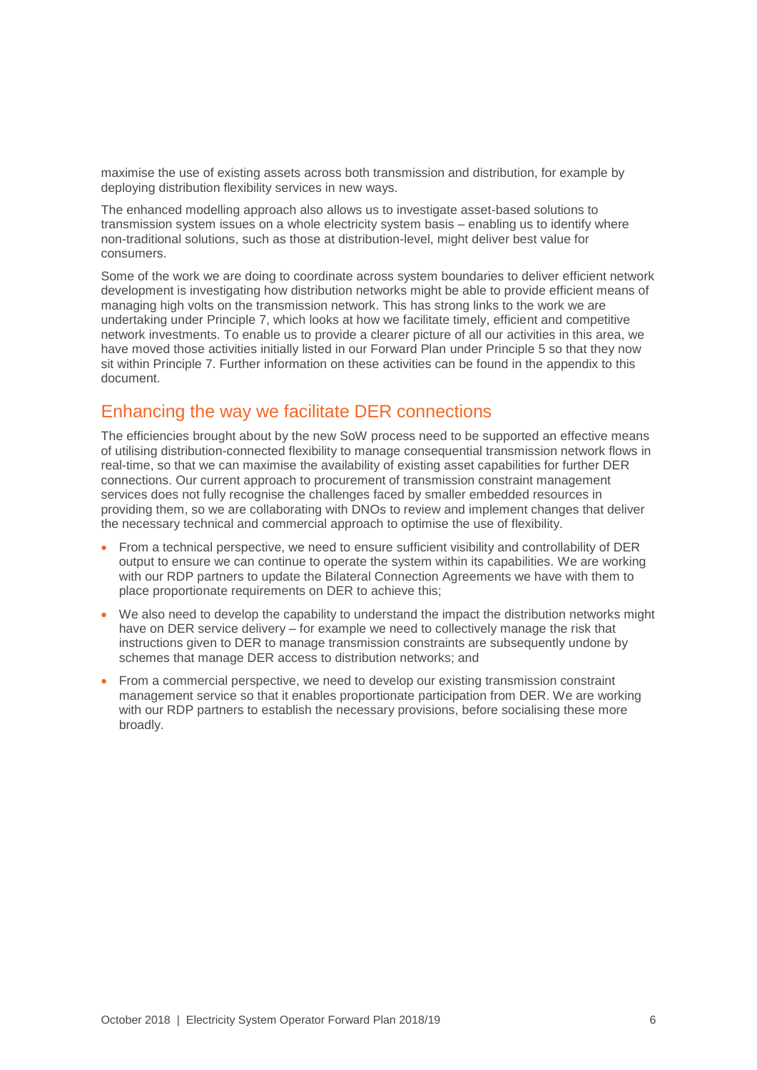maximise the use of existing assets across both transmission and distribution, for example by deploying distribution flexibility services in new ways.

The enhanced modelling approach also allows us to investigate asset-based solutions to transmission system issues on a whole electricity system basis – enabling us to identify where non-traditional solutions, such as those at distribution-level, might deliver best value for consumers.

Some of the work we are doing to coordinate across system boundaries to deliver efficient network development is investigating how distribution networks might be able to provide efficient means of managing high volts on the transmission network. This has strong links to the work we are undertaking under Principle 7, which looks at how we facilitate timely, efficient and competitive network investments. To enable us to provide a clearer picture of all our activities in this area, we have moved those activities initially listed in our Forward Plan under Principle 5 so that they now sit within Principle 7. Further information on these activities can be found in the appendix to this document.

## Enhancing the way we facilitate DER connections

The efficiencies brought about by the new SoW process need to be supported an effective means of utilising distribution-connected flexibility to manage consequential transmission network flows in real-time, so that we can maximise the availability of existing asset capabilities for further DER connections. Our current approach to procurement of transmission constraint management services does not fully recognise the challenges faced by smaller embedded resources in providing them, so we are collaborating with DNOs to review and implement changes that deliver the necessary technical and commercial approach to optimise the use of flexibility.

- From a technical perspective, we need to ensure sufficient visibility and controllability of DER output to ensure we can continue to operate the system within its capabilities. We are working with our RDP partners to update the Bilateral Connection Agreements we have with them to place proportionate requirements on DER to achieve this;
- We also need to develop the capability to understand the impact the distribution networks might have on DER service delivery – for example we need to collectively manage the risk that instructions given to DER to manage transmission constraints are subsequently undone by schemes that manage DER access to distribution networks; and
- From a commercial perspective, we need to develop our existing transmission constraint management service so that it enables proportionate participation from DER. We are working with our RDP partners to establish the necessary provisions, before socialising these more broadly.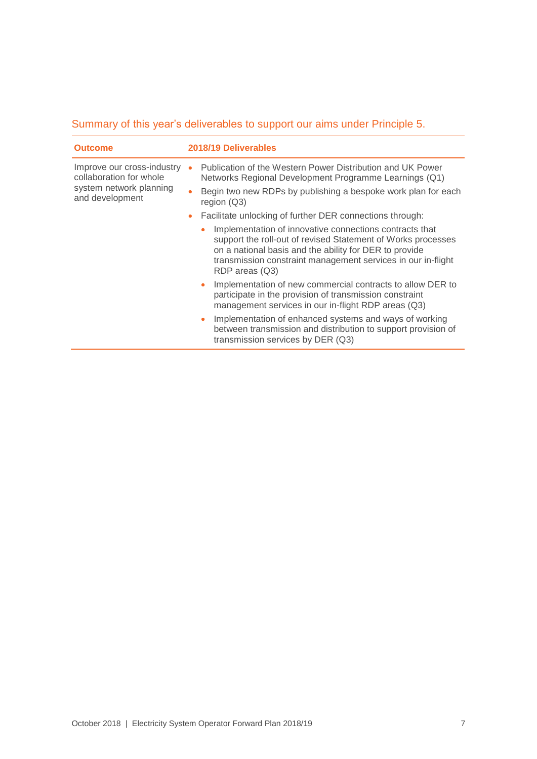## Summary of this year's deliverables to support our aims under Principle 5.

| Outcome | 2018/19 Deliverables |
|---|---|
| Improve our cross-industry collaboration for whole system network planning and development | • Publication of the Western Power Distribution and UK Power Networks Regional Development Programme Learnings (Q1)<br>• Begin two new RDPs by publishing a bespoke work plan for each region (Q3)<br>• Facilitate unlocking of further DER connections through:<br>&nbsp;&nbsp;◦ Implementation of innovative connections contracts that support the roll-out of revised Statement of Works processes on a national basis and the ability for DER to provide transmission constraint management services in our in-flight RDP areas (Q3)<br>&nbsp;&nbsp;◦ Implementation of new commercial contracts to allow DER to participate in the provision of transmission constraint management services in our in-flight RDP areas (Q3)<br>&nbsp;&nbsp;◦ Implementation of enhanced systems and ways of working between transmission and distribution to support provision of transmission services by DER (Q3) |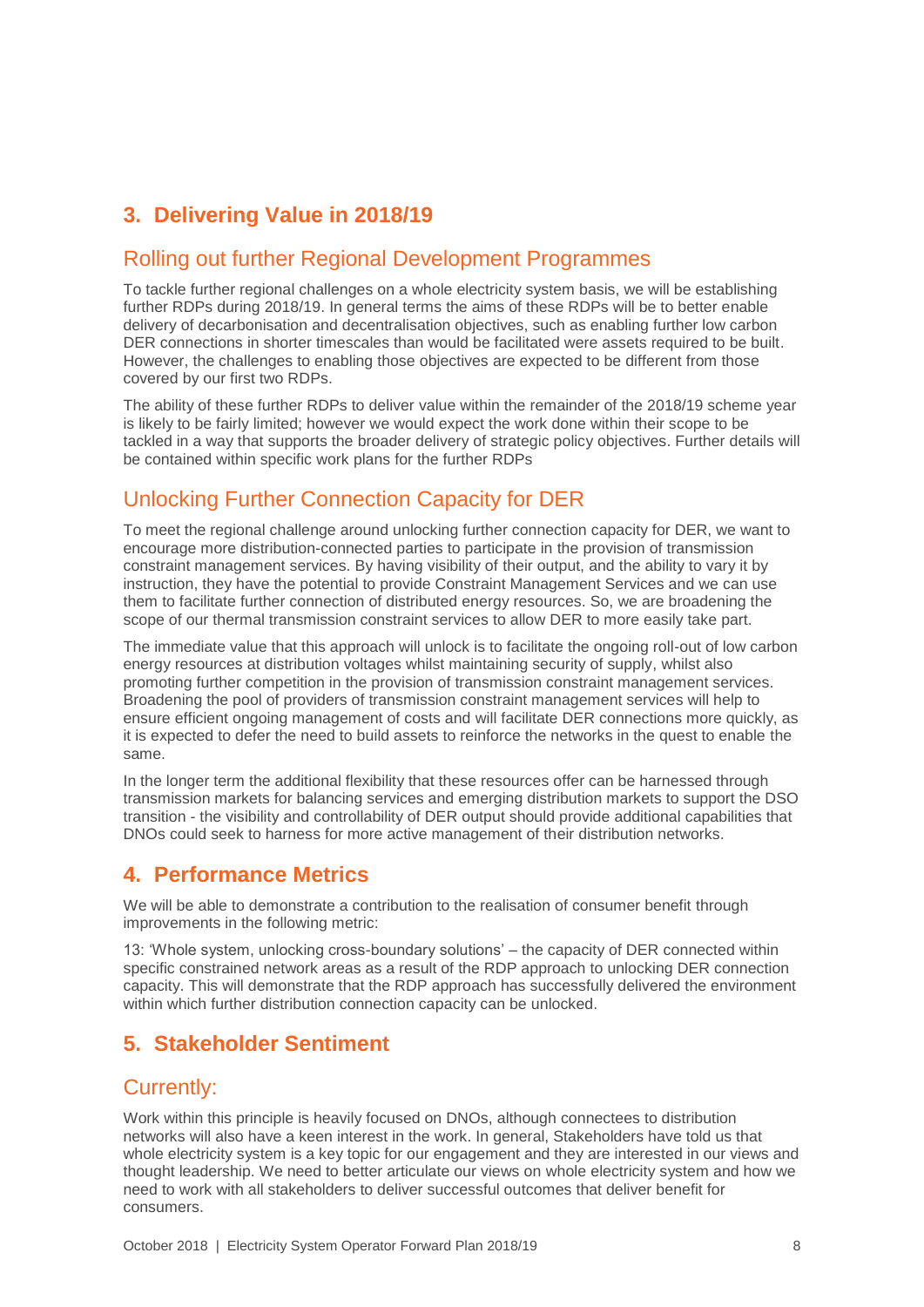## 3. Delivering Value in 2018/19

### Rolling out further Regional Development Programmes

To tackle further regional challenges on a whole electricity system basis, we will be establishing further RDPs during 2018/19. In general terms the aims of these RDPs will be to better enable delivery of decarbonisation and decentralisation objectives, such as enabling further low carbon DER connections in shorter timescales than would be facilitated were assets required to be built. However, the challenges to enabling those objectives are expected to be different from those covered by our first two RDPs.

The ability of these further RDPs to deliver value within the remainder of the 2018/19 scheme year is likely to be fairly limited; however we would expect the work done within their scope to be tackled in a way that supports the broader delivery of strategic policy objectives. Further details will be contained within specific work plans for the further RDPs

### Unlocking Further Connection Capacity for DER

To meet the regional challenge around unlocking further connection capacity for DER, we want to encourage more distribution-connected parties to participate in the provision of transmission constraint management services. By having visibility of their output, and the ability to vary it by instruction, they have the potential to provide Constraint Management Services and we can use them to facilitate further connection of distributed energy resources. So, we are broadening the scope of our thermal transmission constraint services to allow DER to more easily take part.

The immediate value that this approach will unlock is to facilitate the ongoing roll-out of low carbon energy resources at distribution voltages whilst maintaining security of supply, whilst also promoting further competition in the provision of transmission constraint management services. Broadening the pool of providers of transmission constraint management services will help to ensure efficient ongoing management of costs and will facilitate DER connections more quickly, as it is expected to defer the need to build assets to reinforce the networks in the quest to enable the same.

In the longer term the additional flexibility that these resources offer can be harnessed through transmission markets for balancing services and emerging distribution markets to support the DSO transition - the visibility and controllability of DER output should provide additional capabilities that DNOs could seek to harness for more active management of their distribution networks.

## 4. Performance Metrics

We will be able to demonstrate a contribution to the realisation of consumer benefit through improvements in the following metric:

13: 'Whole system, unlocking cross-boundary solutions' – the capacity of DER connected within specific constrained network areas as a result of the RDP approach to unlocking DER connection capacity. This will demonstrate that the RDP approach has successfully delivered the environment within which further distribution connection capacity can be unlocked.

## 5. Stakeholder Sentiment

### Currently:

Work within this principle is heavily focused on DNOs, although connectees to distribution networks will also have a keen interest in the work. In general, Stakeholders have told us that whole electricity system is a key topic for our engagement and they are interested in our views and thought leadership. We need to better articulate our views on whole electricity system and how we need to work with all stakeholders to deliver successful outcomes that deliver benefit for consumers.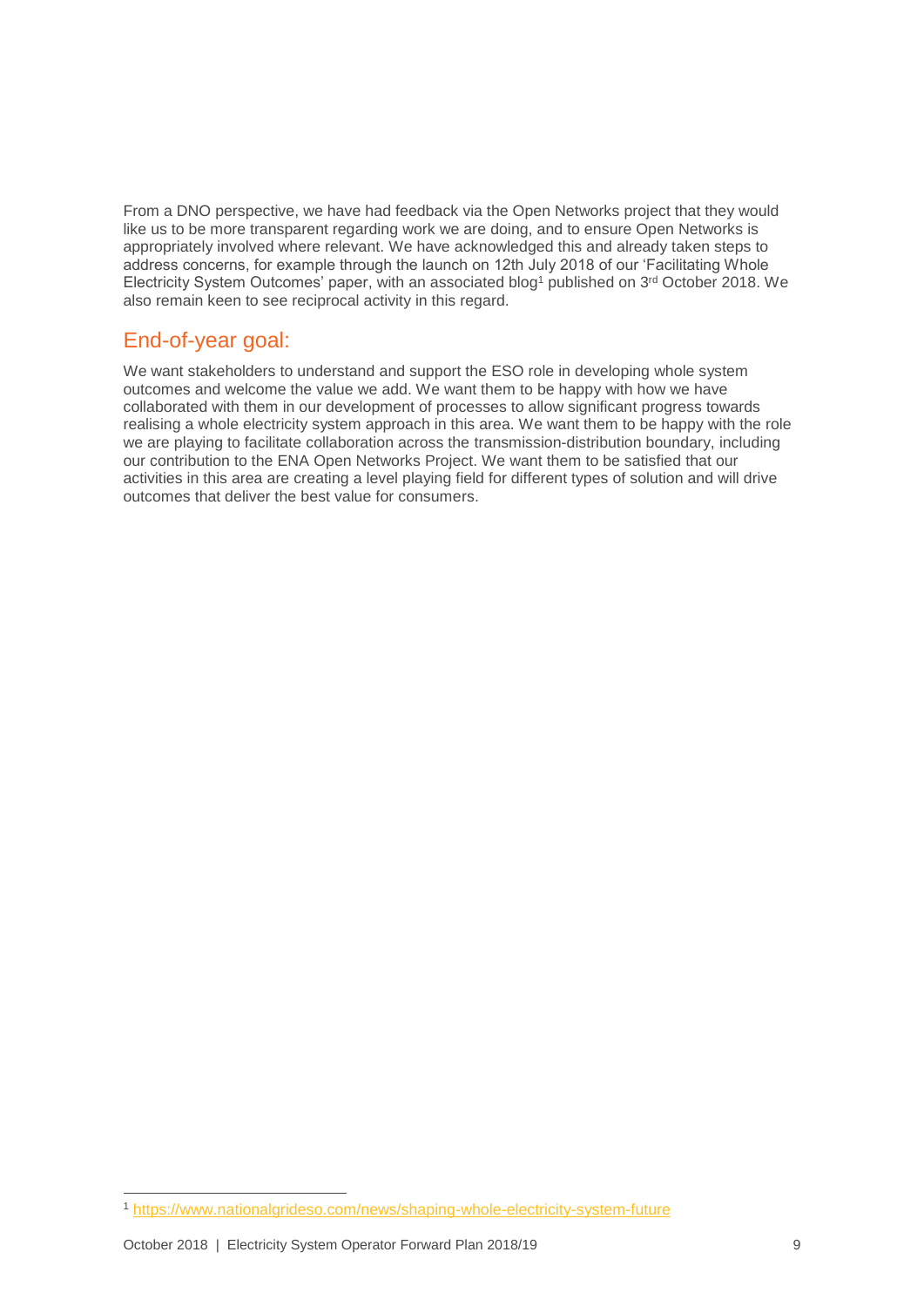From a DNO perspective, we have had feedback via the Open Networks project that they would like us to be more transparent regarding work we are doing, and to ensure Open Networks is appropriately involved where relevant. We have acknowledged this and already taken steps to address concerns, for example through the launch on 12th July 2018 of our 'Facilitating Whole Electricity System Outcomes' paper, with an associated blog[1] published on 3rd October 2018. We also remain keen to see reciprocal activity in this regard.

## End-of-year goal:

We want stakeholders to understand and support the ESO role in developing whole system outcomes and welcome the value we add. We want them to be happy with how we have collaborated with them in our development of processes to allow significant progress towards realising a whole electricity system approach in this area. We want them to be happy with the role we are playing to facilitate collaboration across the transmission-distribution boundary, including our contribution to the ENA Open Networks Project. We want them to be satisfied that our activities in this area are creating a level playing field for different types of solution and will drive outcomes that deliver the best value for consumers.

[1] https://www.nationalgrideso.com/news/shaping-whole-electricity-system-future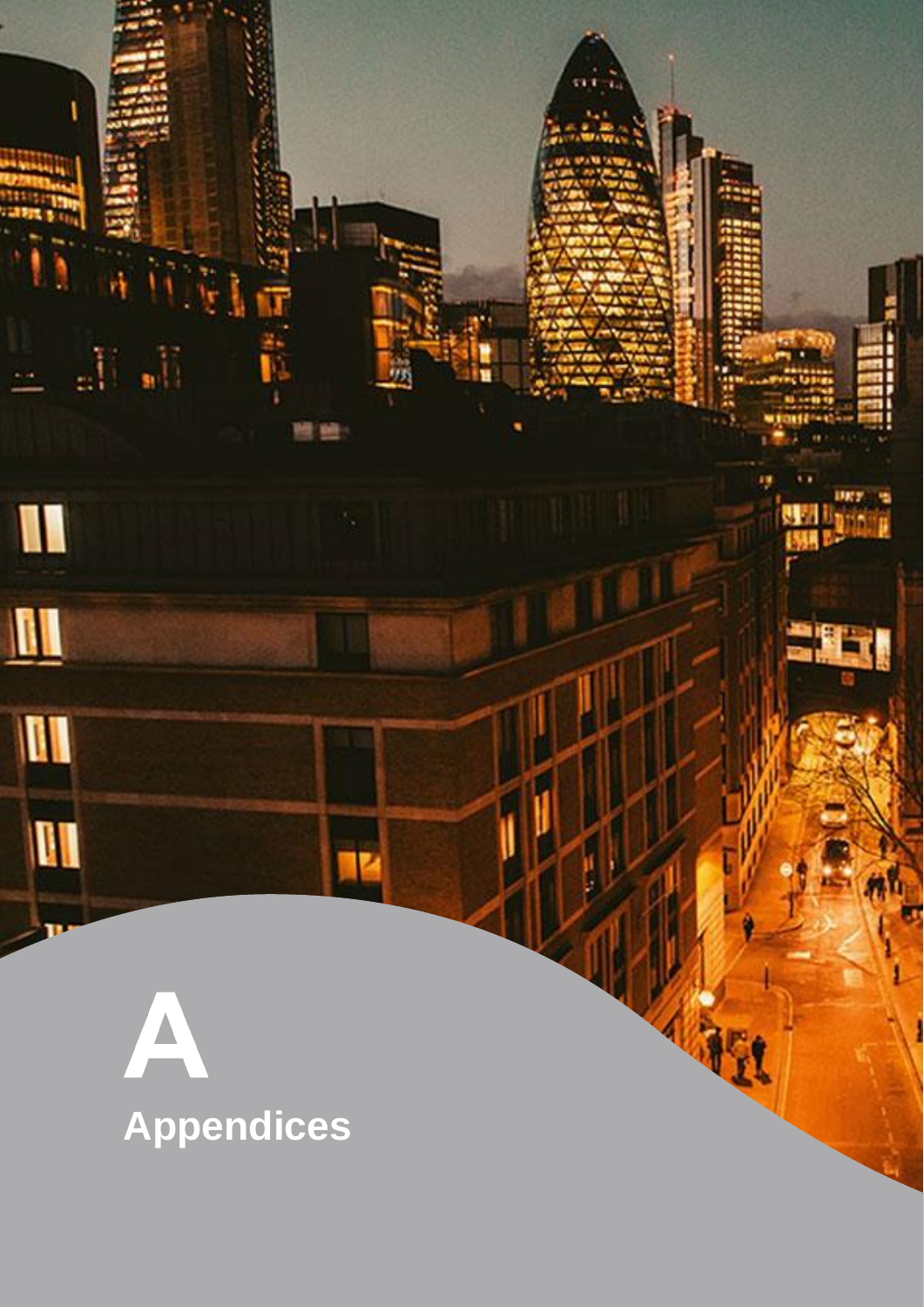# A

## Appendices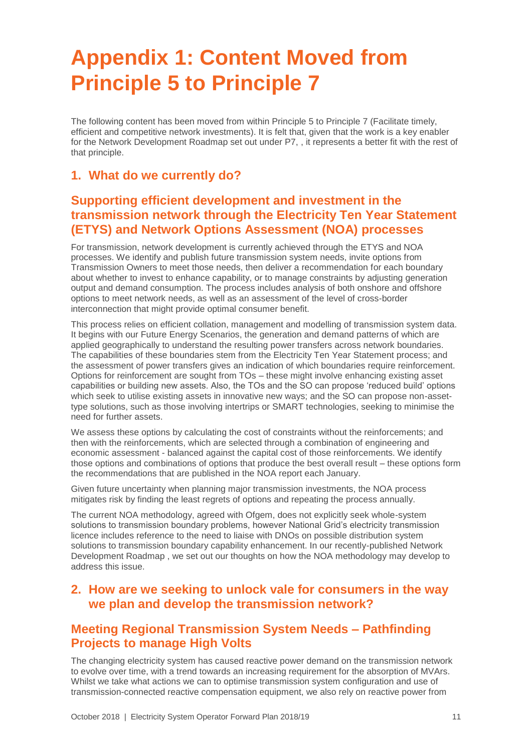# Appendix 1: Content Moved from Principle 5 to Principle 7

The following content has been moved from within Principle 5 to Principle 7 (Facilitate timely, efficient and competitive network investments). It is felt that, given that the work is a key enabler for the Network Development Roadmap set out under P7, , it represents a better fit with the rest of that principle.

## 1. What do we currently do?

## Supporting efficient development and investment in the transmission network through the Electricity Ten Year Statement (ETYS) and Network Options Assessment (NOA) processes

For transmission, network development is currently achieved through the ETYS and NOA processes. We identify and publish future transmission system needs, invite options from Transmission Owners to meet those needs, then deliver a recommendation for each boundary about whether to invest to enhance capability, or to manage constraints by adjusting generation output and demand consumption. The process includes analysis of both onshore and offshore options to meet network needs, as well as an assessment of the level of cross-border interconnection that might provide optimal consumer benefit.

This process relies on efficient collation, management and modelling of transmission system data. It begins with our Future Energy Scenarios, the generation and demand patterns of which are applied geographically to understand the resulting power transfers across network boundaries. The capabilities of these boundaries stem from the Electricity Ten Year Statement process; and the assessment of power transfers gives an indication of which boundaries require reinforcement. Options for reinforcement are sought from TOs – these might involve enhancing existing asset capabilities or building new assets. Also, the TOs and the SO can propose 'reduced build' options which seek to utilise existing assets in innovative new ways; and the SO can propose non-asset-type solutions, such as those involving intertrips or SMART technologies, seeking to minimise the need for further assets.

We assess these options by calculating the cost of constraints without the reinforcements; and then with the reinforcements, which are selected through a combination of engineering and economic assessment - balanced against the capital cost of those reinforcements. We identify those options and combinations of options that produce the best overall result – these options form the recommendations that are published in the NOA report each January.

Given future uncertainty when planning major transmission investments, the NOA process mitigates risk by finding the least regrets of options and repeating the process annually.

The current NOA methodology, agreed with Ofgem, does not explicitly seek whole-system solutions to transmission boundary problems, however National Grid's electricity transmission licence includes reference to the need to liaise with DNOs on possible distribution system solutions to transmission boundary capability enhancement. In our recently-published Network Development Roadmap , we set out our thoughts on how the NOA methodology may develop to address this issue.

## 2. How are we seeking to unlock vale for consumers in the way we plan and develop the transmission network?

## Meeting Regional Transmission System Needs – Pathfinding Projects to manage High Volts

The changing electricity system has caused reactive power demand on the transmission network to evolve over time, with a trend towards an increasing requirement for the absorption of MVArs. Whilst we take what actions we can to optimise transmission system configuration and use of transmission-connected reactive compensation equipment, we also rely on reactive power from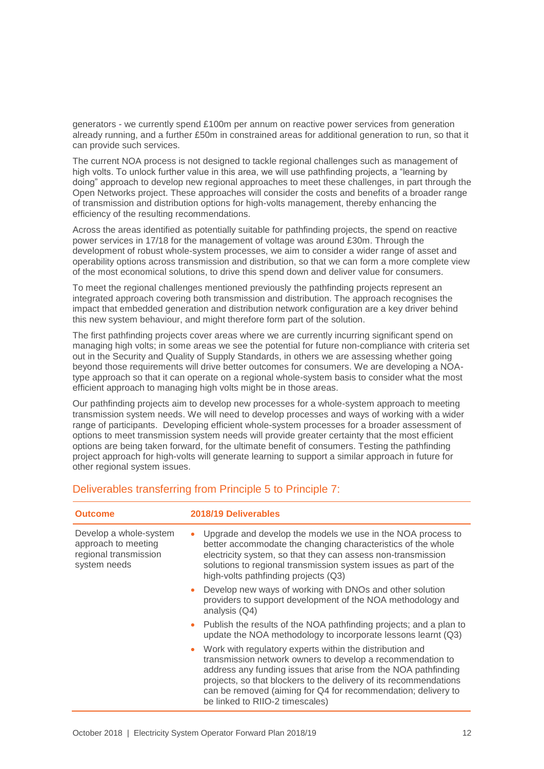generators - we currently spend £100m per annum on reactive power services from generation already running, and a further £50m in constrained areas for additional generation to run, so that it can provide such services.

The current NOA process is not designed to tackle regional challenges such as management of high volts. To unlock further value in this area, we will use pathfinding projects, a "learning by doing" approach to develop new regional approaches to meet these challenges, in part through the Open Networks project. These approaches will consider the costs and benefits of a broader range of transmission and distribution options for high-volts management, thereby enhancing the efficiency of the resulting recommendations.

Across the areas identified as potentially suitable for pathfinding projects, the spend on reactive power services in 17/18 for the management of voltage was around £30m. Through the development of robust whole-system processes, we aim to consider a wider range of asset and operability options across transmission and distribution, so that we can form a more complete view of the most economical solutions, to drive this spend down and deliver value for consumers.

To meet the regional challenges mentioned previously the pathfinding projects represent an integrated approach covering both transmission and distribution. The approach recognises the impact that embedded generation and distribution network configuration are a key driver behind this new system behaviour, and might therefore form part of the solution.

The first pathfinding projects cover areas where we are currently incurring significant spend on managing high volts; in some areas we see the potential for future non-compliance with criteria set out in the Security and Quality of Supply Standards, in others we are assessing whether going beyond those requirements will drive better outcomes for consumers. We are developing a NOA-type approach so that it can operate on a regional whole-system basis to consider what the most efficient approach to managing high volts might be in those areas.

Our pathfinding projects aim to develop new processes for a whole-system approach to meeting transmission system needs. We will need to develop processes and ways of working with a wider range of participants. Developing efficient whole-system processes for a broader assessment of options to meet transmission system needs will provide greater certainty that the most efficient options are being taken forward, for the ultimate benefit of consumers. Testing the pathfinding project approach for high-volts will generate learning to support a similar approach in future for other regional system issues.

## Deliverables transferring from Principle 5 to Principle 7:

| Outcome | 2018/19 Deliverables |
|---|---|
| Develop a whole-system approach to meeting regional transmission system needs | • Upgrade and develop the models we use in the NOA process to better accommodate the changing characteristics of the whole electricity system, so that they can assess non-transmission solutions to regional transmission system issues as part of the high-volts pathfinding projects (Q3)<br>• Develop new ways of working with DNOs and other solution providers to support development of the NOA methodology and analysis (Q4)<br>• Publish the results of the NOA pathfinding projects; and a plan to update the NOA methodology to incorporate lessons learnt (Q3)<br>• Work with regulatory experts within the distribution and transmission network owners to develop a recommendation to address any funding issues that arise from the NOA pathfinding projects, so that blockers to the delivery of its recommendations can be removed (aiming for Q4 for recommendation; delivery to be linked to RIIO-2 timescales) |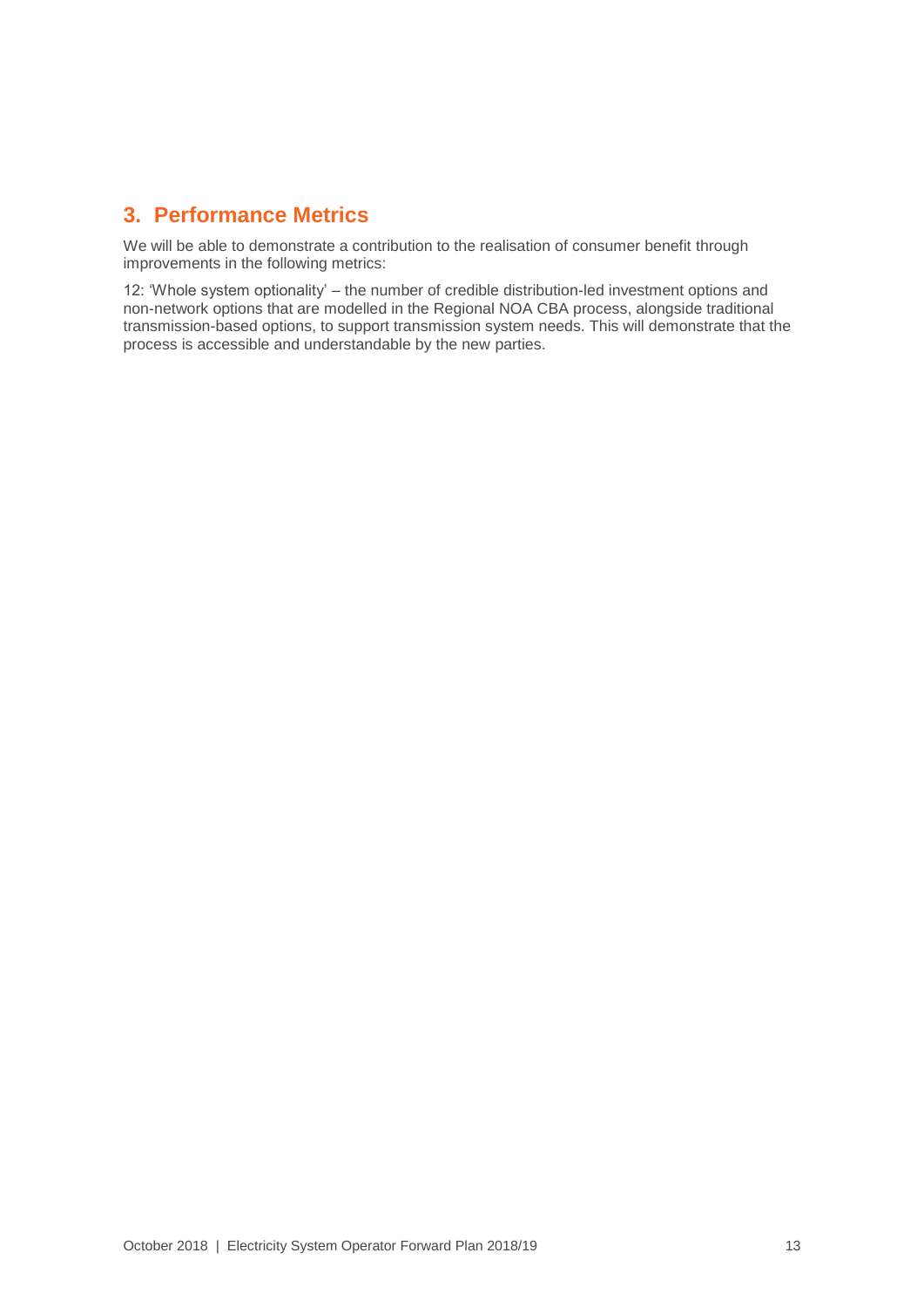## 3. Performance Metrics

We will be able to demonstrate a contribution to the realisation of consumer benefit through improvements in the following metrics:

12: 'Whole system optionality' – the number of credible distribution-led investment options and non-network options that are modelled in the Regional NOA CBA process, alongside traditional transmission-based options, to support transmission system needs. This will demonstrate that the process is accessible and understandable by the new parties.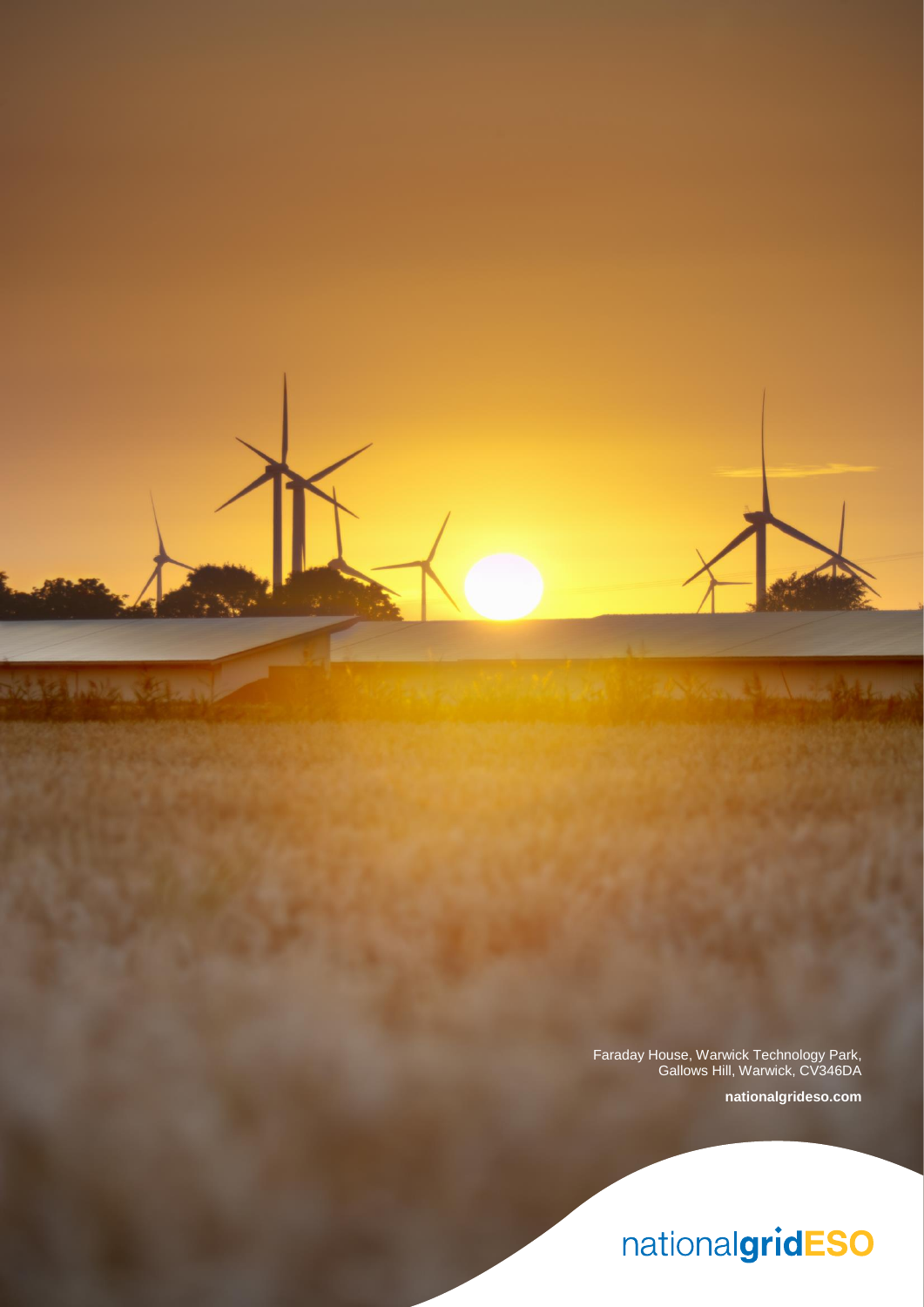Faraday House, Warwick Technology Park,
Gallows Hill, Warwick, CV346DA

**nationalgrideso.com**

nationalgridESO